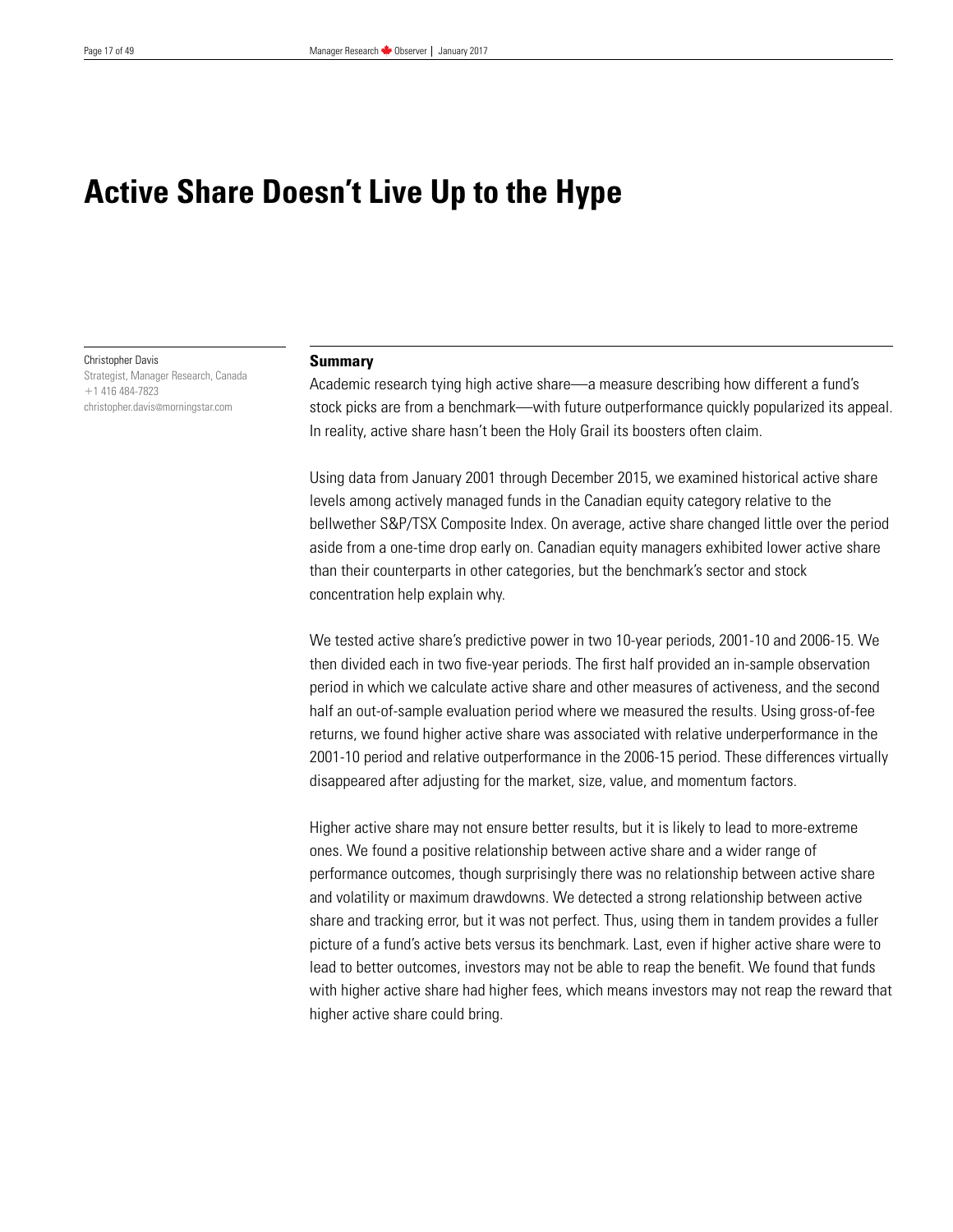# Active Share Doesn't Live Up to the Hype

Christopher Davis
Strategist, Manager Research, Canada
+1 416 484-7823
christopher.davis@morningstar.com

## Summary

Academic research tying high active share—a measure describing how different a fund's stock picks are from a benchmark—with future outperformance quickly popularized its appeal. In reality, active share hasn't been the Holy Grail its boosters often claim.

Using data from January 2001 through December 2015, we examined historical active share levels among actively managed funds in the Canadian equity category relative to the bellwether S&P/TSX Composite Index. On average, active share changed little over the period aside from a one-time drop early on. Canadian equity managers exhibited lower active share than their counterparts in other categories, but the benchmark's sector and stock concentration help explain why.

We tested active share's predictive power in two 10-year periods, 2001-10 and 2006-15. We then divided each in two five-year periods. The first half provided an in-sample observation period in which we calculate active share and other measures of activeness, and the second half an out-of-sample evaluation period where we measured the results. Using gross-of-fee returns, we found higher active share was associated with relative underperformance in the 2001-10 period and relative outperformance in the 2006-15 period. These differences virtually disappeared after adjusting for the market, size, value, and momentum factors.

Higher active share may not ensure better results, but it is likely to lead to more-extreme ones. We found a positive relationship between active share and a wider range of performance outcomes, though surprisingly there was no relationship between active share and volatility or maximum drawdowns. We detected a strong relationship between active share and tracking error, but it was not perfect. Thus, using them in tandem provides a fuller picture of a fund's active bets versus its benchmark. Last, even if higher active share were to lead to better outcomes, investors may not be able to reap the benefit. We found that funds with higher active share had higher fees, which means investors may not reap the reward that higher active share could bring.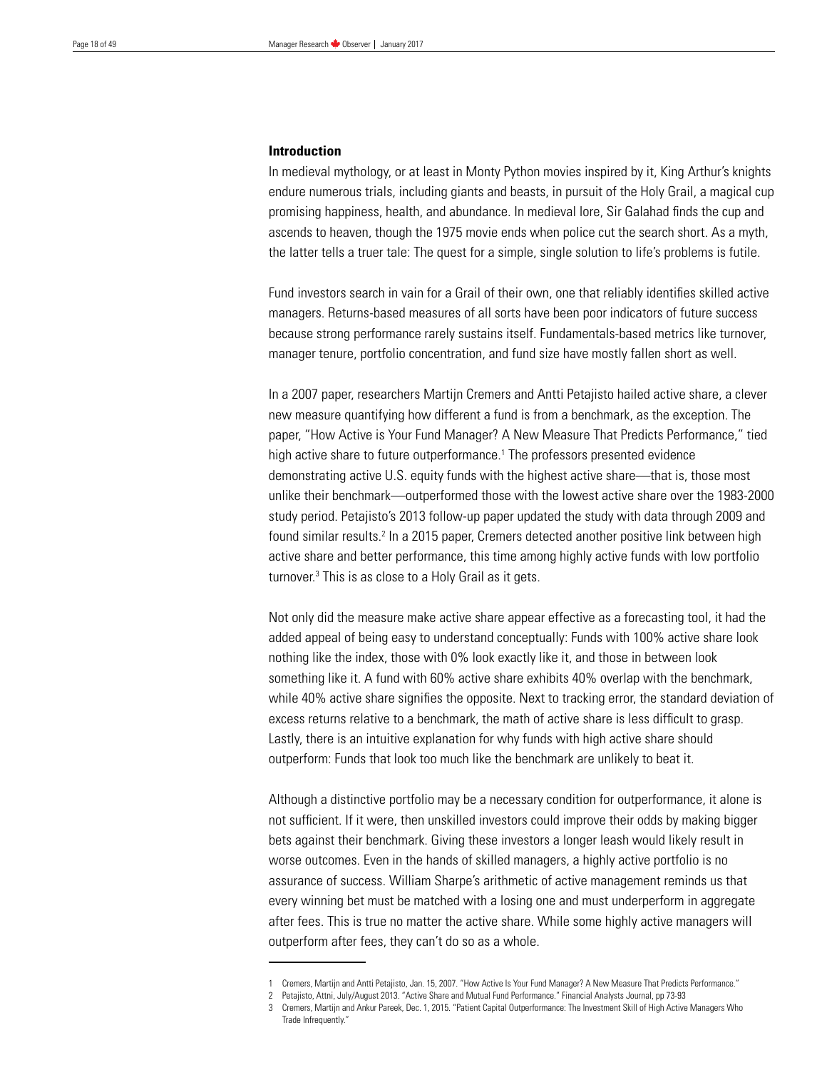## Introduction

In medieval mythology, or at least in Monty Python movies inspired by it, King Arthur's knights endure numerous trials, including giants and beasts, in pursuit of the Holy Grail, a magical cup promising happiness, health, and abundance. In medieval lore, Sir Galahad finds the cup and ascends to heaven, though the 1975 movie ends when police cut the search short. As a myth, the latter tells a truer tale: The quest for a simple, single solution to life's problems is futile.

Fund investors search in vain for a Grail of their own, one that reliably identifies skilled active managers. Returns-based measures of all sorts have been poor indicators of future success because strong performance rarely sustains itself. Fundamentals-based metrics like turnover, manager tenure, portfolio concentration, and fund size have mostly fallen short as well.

In a 2007 paper, researchers Martijn Cremers and Antti Petajisto hailed active share, a clever new measure quantifying how different a fund is from a benchmark, as the exception. The paper, "How Active is Your Fund Manager? A New Measure That Predicts Performance," tied high active share to future outperformance.[1] The professors presented evidence demonstrating active U.S. equity funds with the highest active share—that is, those most unlike their benchmark—outperformed those with the lowest active share over the 1983-2000 study period. Petajisto's 2013 follow-up paper updated the study with data through 2009 and found similar results.[2] In a 2015 paper, Cremers detected another positive link between high active share and better performance, this time among highly active funds with low portfolio turnover.[3] This is as close to a Holy Grail as it gets.

Not only did the measure make active share appear effective as a forecasting tool, it had the added appeal of being easy to understand conceptually: Funds with 100% active share look nothing like the index, those with 0% look exactly like it, and those in between look something like it. A fund with 60% active share exhibits 40% overlap with the benchmark, while 40% active share signifies the opposite. Next to tracking error, the standard deviation of excess returns relative to a benchmark, the math of active share is less difficult to grasp. Lastly, there is an intuitive explanation for why funds with high active share should outperform: Funds that look too much like the benchmark are unlikely to beat it.

Although a distinctive portfolio may be a necessary condition for outperformance, it alone is not sufficient. If it were, then unskilled investors could improve their odds by making bigger bets against their benchmark. Giving these investors a longer leash would likely result in worse outcomes. Even in the hands of skilled managers, a highly active portfolio is no assurance of success. William Sharpe's arithmetic of active management reminds us that every winning bet must be matched with a losing one and must underperform in aggregate after fees. This is true no matter the active share. While some highly active managers will outperform after fees, they can't do so as a whole.

---

1 Cremers, Martijn and Antti Petajisto, Jan. 15, 2007. "How Active Is Your Fund Manager? A New Measure That Predicts Performance."

2 Petajisto, Attni, July/August 2013. "Active Share and Mutual Fund Performance." Financial Analysts Journal, pp 73-93

3 Cremers, Martijn and Ankur Pareek, Dec. 1, 2015. "Patient Capital Outperformance: The Investment Skill of High Active Managers Who Trade Infrequently."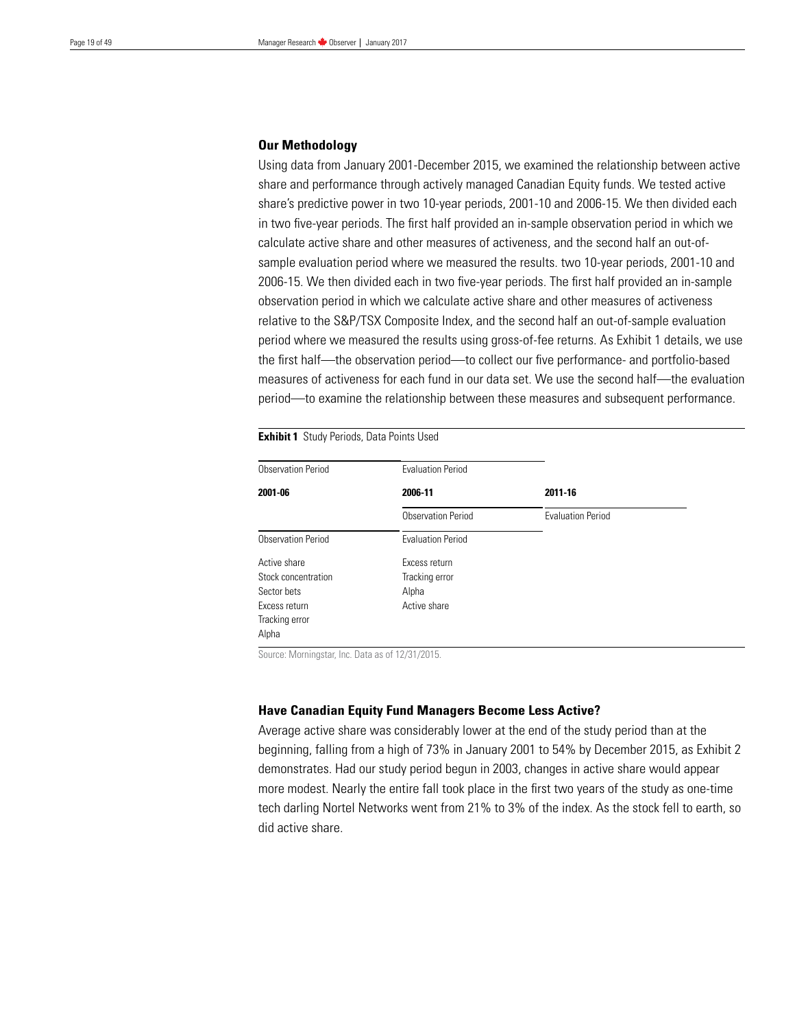## Our Methodology

Using data from January 2001-December 2015, we examined the relationship between active share and performance through actively managed Canadian Equity funds. We tested active share's predictive power in two 10-year periods, 2001-10 and 2006-15. We then divided each in two five-year periods. The first half provided an in-sample observation period in which we calculate active share and other measures of activeness, and the second half an out-of-sample evaluation period where we measured the results. two 10-year periods, 2001-10 and 2006-15. We then divided each in two five-year periods. The first half provided an in-sample observation period in which we calculate active share and other measures of activeness relative to the S&P/TSX Composite Index, and the second half an out-of-sample evaluation period where we measured the results using gross-of-fee returns. As Exhibit 1 details, we use the first half—the observation period—to collect our five performance- and portfolio-based measures of activeness for each fund in our data set. We use the second half—the evaluation period—to examine the relationship between these measures and subsequent performance.

**Exhibit 1** Study Periods, Data Points Used

| | | |
|---|---|---|
| Observation Period | Evaluation Period | |
| **2001-06** | **2006-11** | **2011-16** |
| | Observation Period | Evaluation Period |
| Observation Period | Evaluation Period | |
| Active share<br>Stock concentration<br>Sector bets<br>Excess return<br>Tracking error<br>Alpha | Excess return<br>Tracking error<br>Alpha<br>Active share | |

Source: Morningstar, Inc. Data as of 12/31/2015.

## Have Canadian Equity Fund Managers Become Less Active?

Average active share was considerably lower at the end of the study period than at the beginning, falling from a high of 73% in January 2001 to 54% by December 2015, as Exhibit 2 demonstrates. Had our study period begun in 2003, changes in active share would appear more modest. Nearly the entire fall took place in the first two years of the study as one-time tech darling Nortel Networks went from 21% to 3% of the index. As the stock fell to earth, so did active share.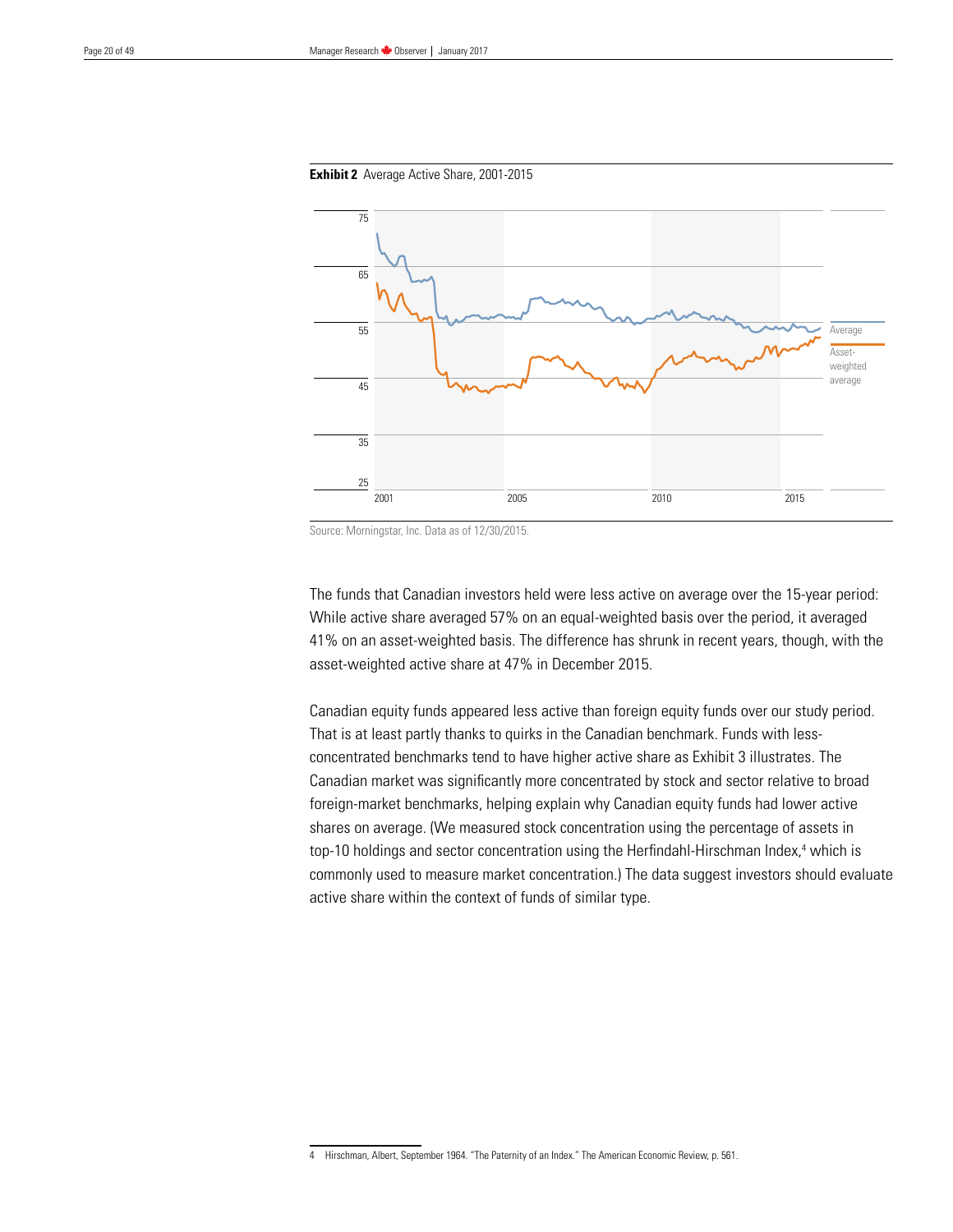**Exhibit 2** Average Active Share, 2001-2015

75

65

55

45

35

25

2001

2005

2010

2015

Average

Asset-weighted average

Source: Morningstar, Inc. Data as of 12/30/2015.

The funds that Canadian investors held were less active on average over the 15-year period: While active share averaged 57% on an equal-weighted basis over the period, it averaged 41% on an asset-weighted basis. The difference has shrunk in recent years, though, with the asset-weighted active share at 47% in December 2015.

Canadian equity funds appeared less active than foreign equity funds over our study period. That is at least partly thanks to quirks in the Canadian benchmark. Funds with less-concentrated benchmarks tend to have higher active share as Exhibit 3 illustrates. The Canadian market was significantly more concentrated by stock and sector relative to broad foreign-market benchmarks, helping explain why Canadian equity funds had lower active shares on average. (We measured stock concentration using the percentage of assets in top-10 holdings and sector concentration using the Herfindahl-Hirschman Index,[4] which is commonly used to measure market concentration.) The data suggest investors should evaluate active share within the context of funds of similar type.

4 Hirschman, Albert, September 1964. "The Paternity of an Index." The American Economic Review, p. 561.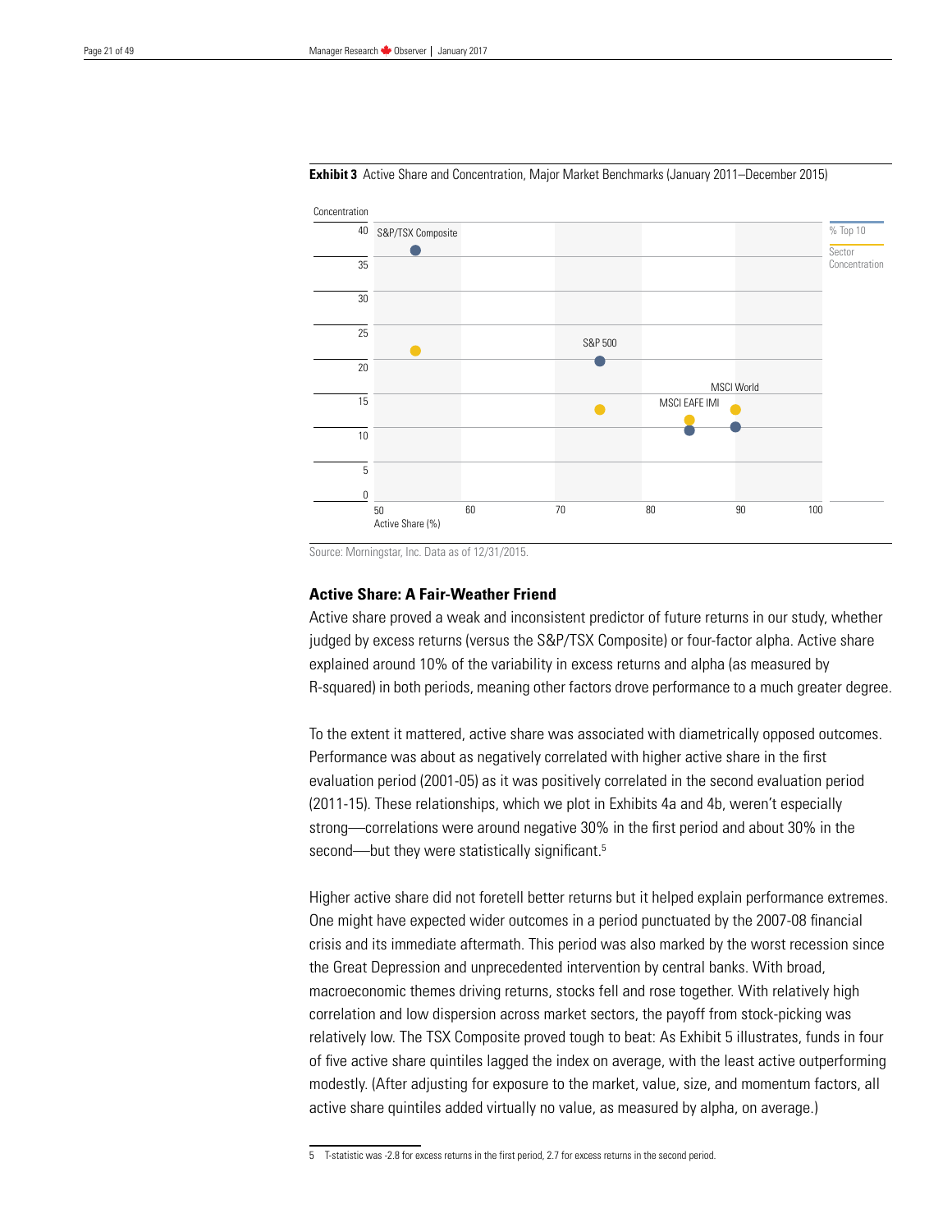**Exhibit 3** Active Share and Concentration, Major Market Benchmarks (January 2011–December 2015)

Concentration

40
35
30
25
20
15
10
5
0

S&P/TSX Composite

S&P 500

MSCI World

MSCI EAFE IMI

% Top 10

Sector Concentration

50
60
70
80
90
100

Active Share (%)

Source: Morningstar, Inc. Data as of 12/31/2015.

### Active Share: A Fair-Weather Friend

Active share proved a weak and inconsistent predictor of future returns in our study, whether judged by excess returns (versus the S&P/TSX Composite) or four-factor alpha. Active share explained around 10% of the variability in excess returns and alpha (as measured by R-squared) in both periods, meaning other factors drove performance to a much greater degree.

To the extent it mattered, active share was associated with diametrically opposed outcomes. Performance was about as negatively correlated with higher active share in the first evaluation period (2001-05) as it was positively correlated in the second evaluation period (2011-15). These relationships, which we plot in Exhibits 4a and 4b, weren't especially strong—correlations were around negative 30% in the first period and about 30% in the second—but they were statistically significant.[5]

Higher active share did not foretell better returns but it helped explain performance extremes. One might have expected wider outcomes in a period punctuated by the 2007-08 financial crisis and its immediate aftermath. This period was also marked by the worst recession since the Great Depression and unprecedented intervention by central banks. With broad, macroeconomic themes driving returns, stocks fell and rose together. With relatively high correlation and low dispersion across market sectors, the payoff from stock-picking was relatively low. The TSX Composite proved tough to beat: As Exhibit 5 illustrates, funds in four of five active share quintiles lagged the index on average, with the least active outperforming modestly. (After adjusting for exposure to the market, value, size, and momentum factors, all active share quintiles added virtually no value, as measured by alpha, on average.)

5 T-statistic was -2.8 for excess returns in the first period, 2.7 for excess returns in the second period.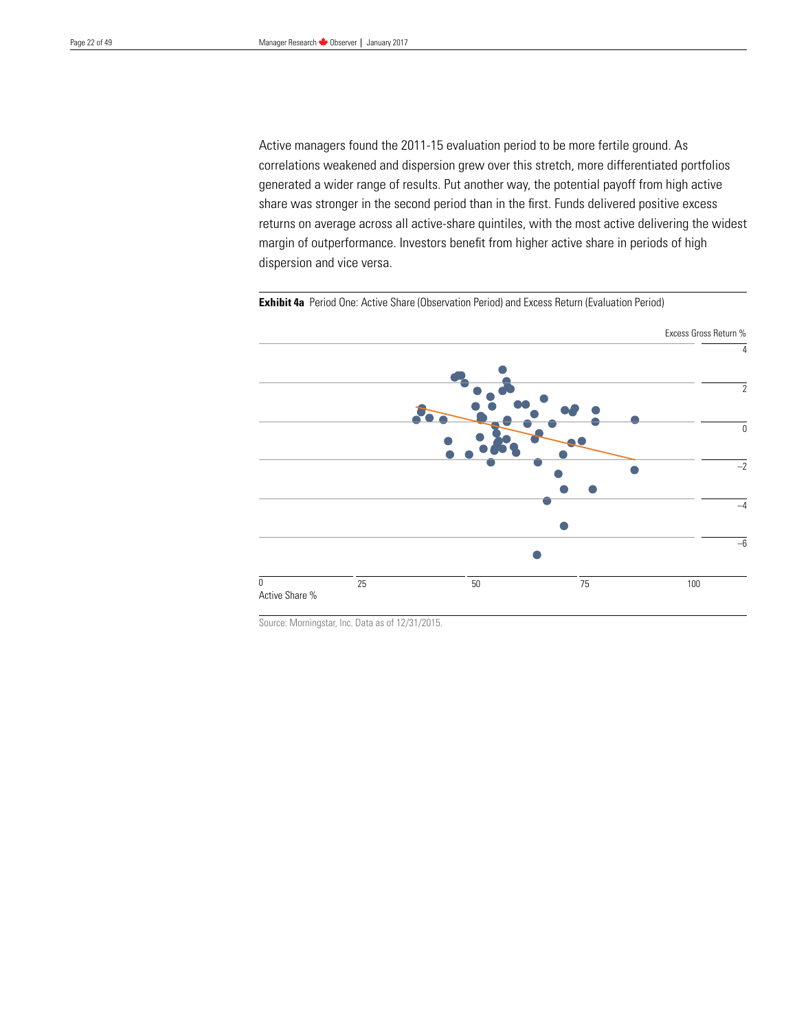Active managers found the 2011-15 evaluation period to be more fertile ground. As correlations weakened and dispersion grew over this stretch, more differentiated portfolios generated a wider range of results. Put another way, the potential payoff from high active share was stronger in the second period than in the first. Funds delivered positive excess returns on average across all active-share quintiles, with the most active delivering the widest margin of outperformance. Investors benefit from higher active share in periods of high dispersion and vice versa.

**Exhibit 4a** Period One: Active Share (Observation Period) and Excess Return (Evaluation Period)

Excess Gross Return %

4

2

0

−2

−4

−6

0

25

50

75

100

Active Share %

Source: Morningstar, Inc. Data as of 12/31/2015.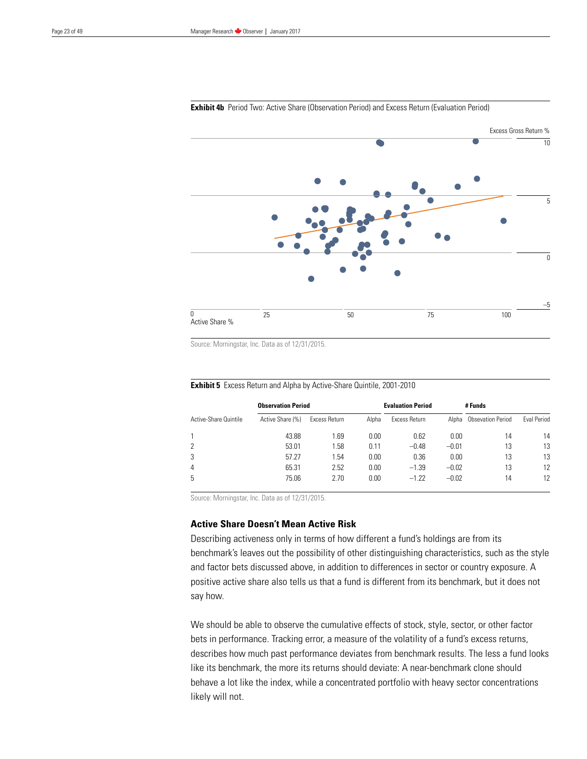**Exhibit 4b** Period Two: Active Share (Observation Period) and Excess Return (Evaluation Period)

Excess Gross Return %

10

5

0

–5

0

25

50

75

100

Active Share %

Source: Morningstar, Inc. Data as of 12/31/2015.

**Exhibit 5** Excess Return and Alpha by Active-Share Quintile, 2001-2010

| | **Observation Period** | | | **Evaluation Period** | | **# Funds** | |
|---|---|---|---|---|---|---|---|
| Active-Share Quintile | Active Share (%) | Excess Return | Alpha | Excess Return | Alpha | Obsevation Period | Eval Period |
| 1 | 43.88 | 1.69 | 0.00 | 0.62 | 0.00 | 14 | 14 |
| 2 | 53.01 | 1.58 | 0.11 | –0.48 | –0.01 | 13 | 13 |
| 3 | 57.27 | 1.54 | 0.00 | 0.36 | 0.00 | 13 | 13 |
| 4 | 65.31 | 2.52 | 0.00 | –1.39 | –0.02 | 13 | 12 |
| 5 | 75.06 | 2.70 | 0.00 | –1.22 | –0.02 | 14 | 12 |

Source: Morningstar, Inc. Data as of 12/31/2015.

### Active Share Doesn't Mean Active Risk

Describing activeness only in terms of how different a fund's holdings are from its benchmark's leaves out the possibility of other distinguishing characteristics, such as the style and factor bets discussed above, in addition to differences in sector or country exposure. A positive active share also tells us that a fund is different from its benchmark, but it does not say how.

We should be able to observe the cumulative effects of stock, style, sector, or other factor bets in performance. Tracking error, a measure of the volatility of a fund's excess returns, describes how much past performance deviates from benchmark results. The less a fund looks like its benchmark, the more its returns should deviate: A near-benchmark clone should behave a lot like the index, while a concentrated portfolio with heavy sector concentrations likely will not.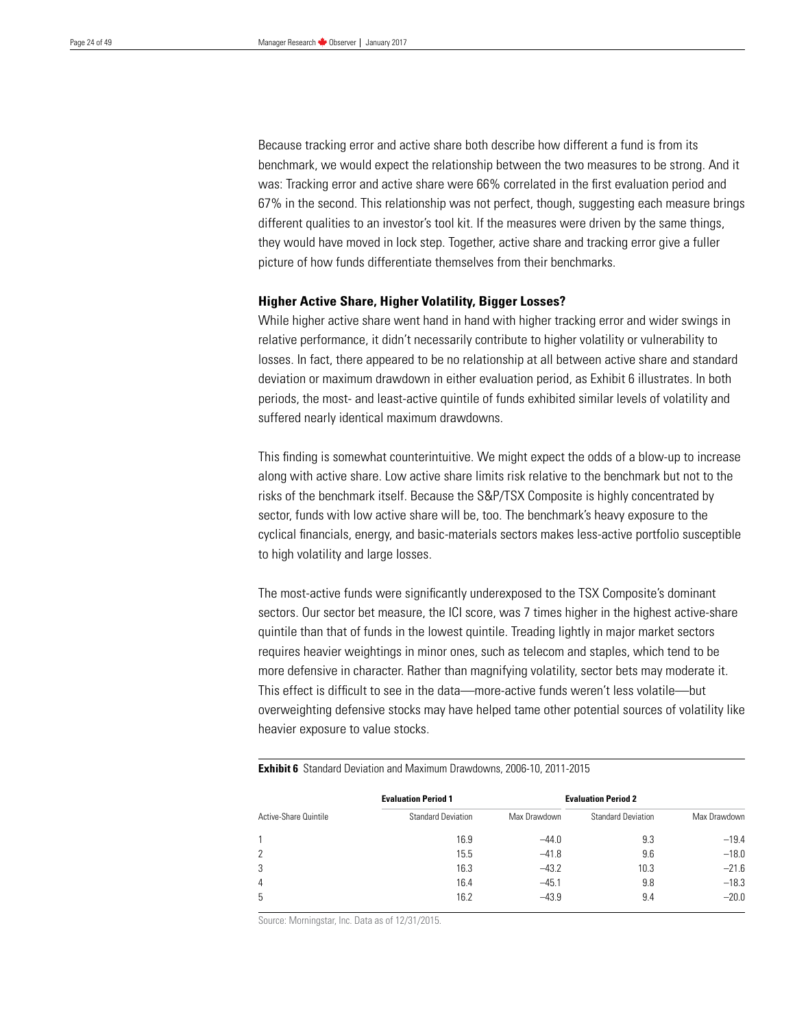Because tracking error and active share both describe how different a fund is from its benchmark, we would expect the relationship between the two measures to be strong. And it was: Tracking error and active share were 66% correlated in the first evaluation period and 67% in the second. This relationship was not perfect, though, suggesting each measure brings different qualities to an investor's tool kit. If the measures were driven by the same things, they would have moved in lock step. Together, active share and tracking error give a fuller picture of how funds differentiate themselves from their benchmarks.

### Higher Active Share, Higher Volatility, Bigger Losses?

While higher active share went hand in hand with higher tracking error and wider swings in relative performance, it didn't necessarily contribute to higher volatility or vulnerability to losses. In fact, there appeared to be no relationship at all between active share and standard deviation or maximum drawdown in either evaluation period, as Exhibit 6 illustrates. In both periods, the most- and least-active quintile of funds exhibited similar levels of volatility and suffered nearly identical maximum drawdowns.

This finding is somewhat counterintuitive. We might expect the odds of a blow-up to increase along with active share. Low active share limits risk relative to the benchmark but not to the risks of the benchmark itself. Because the S&P/TSX Composite is highly concentrated by sector, funds with low active share will be, too. The benchmark's heavy exposure to the cyclical financials, energy, and basic-materials sectors makes less-active portfolio susceptible to high volatility and large losses.

The most-active funds were significantly underexposed to the TSX Composite's dominant sectors. Our sector bet measure, the ICI score, was 7 times higher in the highest active-share quintile than that of funds in the lowest quintile. Treading lightly in major market sectors requires heavier weightings in minor ones, such as telecom and staples, which tend to be more defensive in character. Rather than magnifying volatility, sector bets may moderate it. This effect is difficult to see in the data—more-active funds weren't less volatile—but overweighting defensive stocks may have helped tame other potential sources of volatility like heavier exposure to value stocks.

**Exhibit 6** Standard Deviation and Maximum Drawdowns, 2006-10, 2011-2015

| | **Evaluation Period 1** | | **Evaluation Period 2** | |
|---|---|---|---|---|
| Active-Share Quintile | Standard Deviation | Max Drawdown | Standard Deviation | Max Drawdown |
| 1 | 16.9 | −44.0 | 9.3 | −19.4 |
| 2 | 15.5 | −41.8 | 9.6 | −18.0 |
| 3 | 16.3 | −43.2 | 10.3 | −21.6 |
| 4 | 16.4 | −45.1 | 9.8 | −18.3 |
| 5 | 16.2 | −43.9 | 9.4 | −20.0 |

Source: Morningstar, Inc. Data as of 12/31/2015.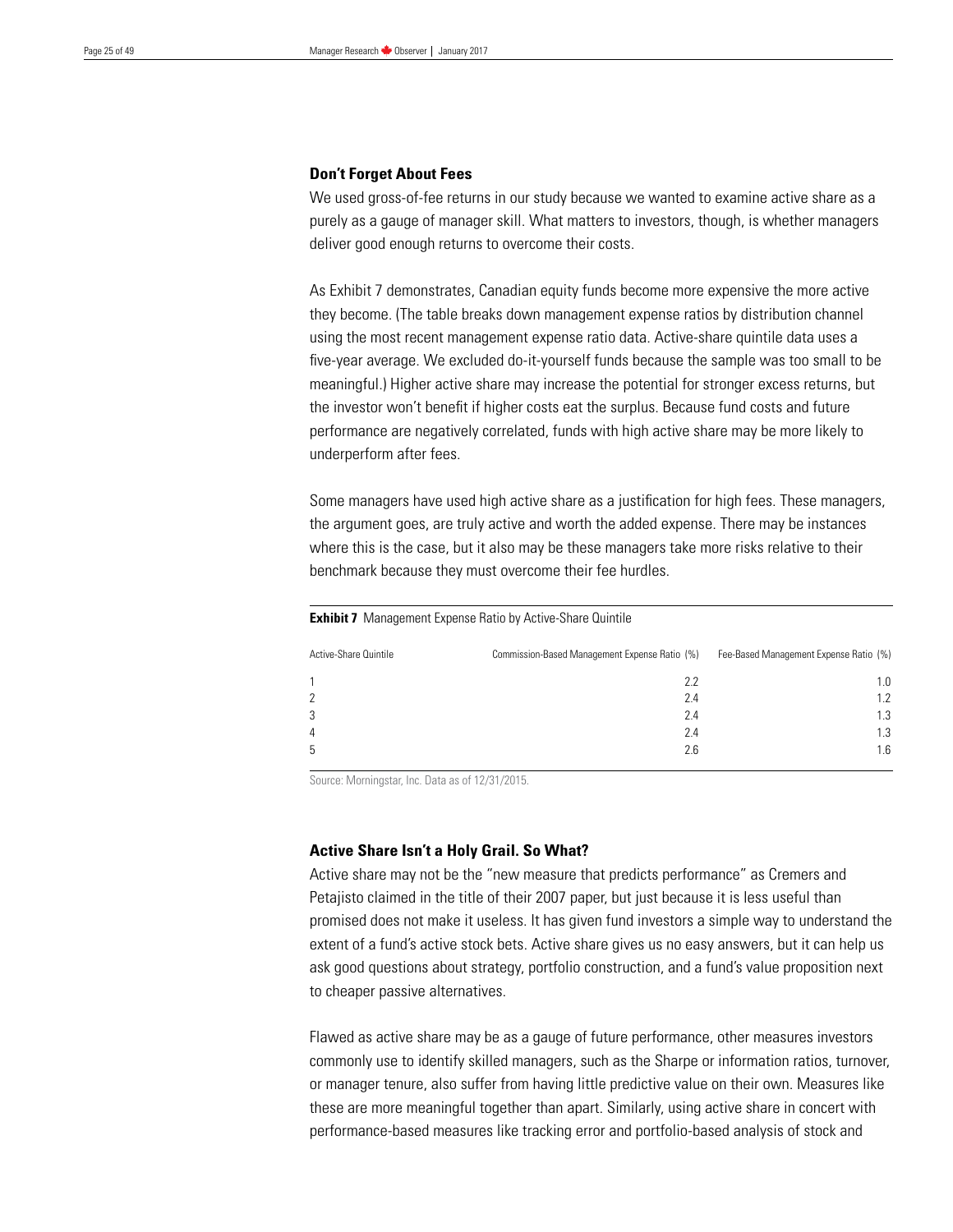### Don't Forget About Fees

We used gross-of-fee returns in our study because we wanted to examine active share as a purely as a gauge of manager skill. What matters to investors, though, is whether managers deliver good enough returns to overcome their costs.

As Exhibit 7 demonstrates, Canadian equity funds become more expensive the more active they become. (The table breaks down management expense ratios by distribution channel using the most recent management expense ratio data. Active-share quintile data uses a five-year average. We excluded do-it-yourself funds because the sample was too small to be meaningful.) Higher active share may increase the potential for stronger excess returns, but the investor won't benefit if higher costs eat the surplus. Because fund costs and future performance are negatively correlated, funds with high active share may be more likely to underperform after fees.

Some managers have used high active share as a justification for high fees. These managers, the argument goes, are truly active and worth the added expense. There may be instances where this is the case, but it also may be these managers take more risks relative to their benchmark because they must overcome their fee hurdles.

**Exhibit 7** Management Expense Ratio by Active-Share Quintile

| Active-Share Quintile | Commission-Based Management Expense Ratio (%) | Fee-Based Management Expense Ratio (%) |
|---|---|---|
| 1 | 2.2 | 1.0 |
| 2 | 2.4 | 1.2 |
| 3 | 2.4 | 1.3 |
| 4 | 2.4 | 1.3 |
| 5 | 2.6 | 1.6 |

Source: Morningstar, Inc. Data as of 12/31/2015.

### Active Share Isn't a Holy Grail. So What?

Active share may not be the "new measure that predicts performance" as Cremers and Petajisto claimed in the title of their 2007 paper, but just because it is less useful than promised does not make it useless. It has given fund investors a simple way to understand the extent of a fund's active stock bets. Active share gives us no easy answers, but it can help us ask good questions about strategy, portfolio construction, and a fund's value proposition next to cheaper passive alternatives.

Flawed as active share may be as a gauge of future performance, other measures investors commonly use to identify skilled managers, such as the Sharpe or information ratios, turnover, or manager tenure, also suffer from having little predictive value on their own. Measures like these are more meaningful together than apart. Similarly, using active share in concert with performance-based measures like tracking error and portfolio-based analysis of stock and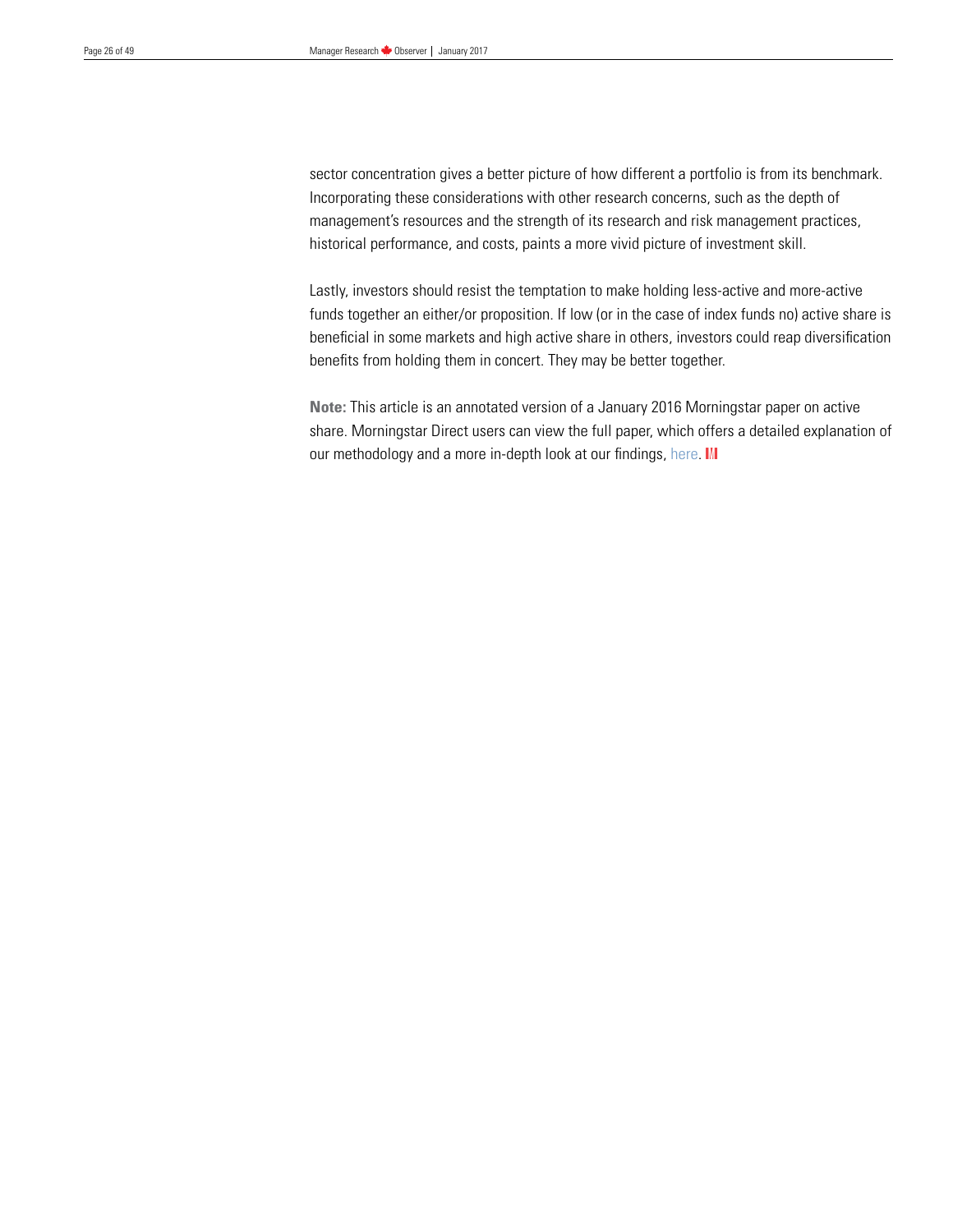sector concentration gives a better picture of how different a portfolio is from its benchmark. Incorporating these considerations with other research concerns, such as the depth of management's resources and the strength of its research and risk management practices, historical performance, and costs, paints a more vivid picture of investment skill.

Lastly, investors should resist the temptation to make holding less-active and more-active funds together an either/or proposition. If low (or in the case of index funds no) active share is beneficial in some markets and high active share in others, investors could reap diversification benefits from holding them in concert. They may be better together.

**Note:** This article is an annotated version of a January 2016 Morningstar paper on active share. Morningstar Direct users can view the full paper, which offers a detailed explanation of our methodology and a more in-depth look at our findings, here.